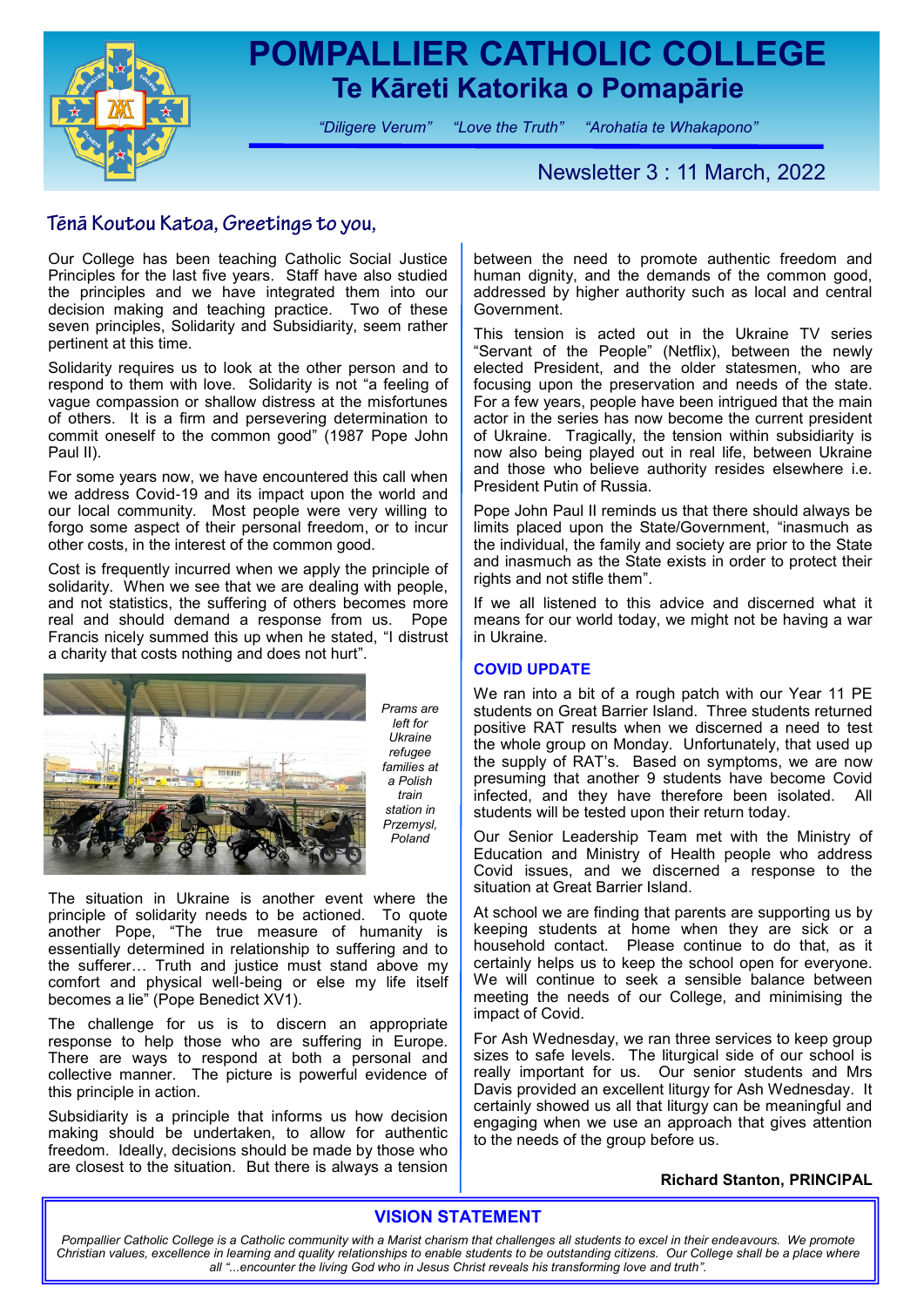# POMPALLIER CATHOLIC COLLEGE

## Te Kāreti Katorika o Pomapārie

*"Diligere Verum"* *"Love the Truth"* *"Arohatia te Whakapono"*

Newsletter 3 : 11 March, 2022

## Tēnā Koutou Katoa, Greetings to you,

Our College has been teaching Catholic Social Justice Principles for the last five years. Staff have also studied the principles and we have integrated them into our decision making and teaching practice. Two of these seven principles, Solidarity and Subsidiarity, seem rather pertinent at this time.

Solidarity requires us to look at the other person and to respond to them with love. Solidarity is not "a feeling of vague compassion or shallow distress at the misfortunes of others. It is a firm and persevering determination to commit oneself to the common good" (1987 Pope John Paul II).

For some years now, we have encountered this call when we address Covid-19 and its impact upon the world and our local community. Most people were very willing to forgo some aspect of their personal freedom, or to incur other costs, in the interest of the common good.

Cost is frequently incurred when we apply the principle of solidarity. When we see that we are dealing with people, and not statistics, the suffering of others becomes more real and should demand a response from us. Pope Francis nicely summed this up when he stated, "I distrust a charity that costs nothing and does not hurt".

*Prams are left for Ukraine refugee families at a Polish train station in Przemysl, Poland*

The situation in Ukraine is another event where the principle of solidarity needs to be actioned. To quote another Pope, "The true measure of humanity is essentially determined in relationship to suffering and to the sufferer… Truth and justice must stand above my comfort and physical well-being or else my life itself becomes a lie" (Pope Benedict XV1).

The challenge for us is to discern an appropriate response to help those who are suffering in Europe. There are ways to respond at both a personal and collective manner. The picture is powerful evidence of this principle in action.

Subsidiarity is a principle that informs us how decision making should be undertaken, to allow for authentic freedom. Ideally, decisions should be made by those who are closest to the situation. But there is always a tension between the need to promote authentic freedom and human dignity, and the demands of the common good, addressed by higher authority such as local and central Government.

This tension is acted out in the Ukraine TV series "Servant of the People" (Netflix), between the newly elected President, and the older statesmen, who are focusing upon the preservation and needs of the state. For a few years, people have been intrigued that the main actor in the series has now become the current president of Ukraine. Tragically, the tension within subsidiarity is now also being played out in real life, between Ukraine and those who believe authority resides elsewhere i.e. President Putin of Russia.

Pope John Paul II reminds us that there should always be limits placed upon the State/Government, "inasmuch as the individual, the family and society are prior to the State and inasmuch as the State exists in order to protect their rights and not stifle them".

If we all listened to this advice and discerned what it means for our world today, we might not be having a war in Ukraine.

### COVID UPDATE

We ran into a bit of a rough patch with our Year 11 PE students on Great Barrier Island. Three students returned positive RAT results when we discerned a need to test the whole group on Monday. Unfortunately, that used up the supply of RAT's. Based on symptoms, we are now presuming that another 9 students have become Covid infected, and they have therefore been isolated. All students will be tested upon their return today.

Our Senior Leadership Team met with the Ministry of Education and Ministry of Health people who address Covid issues, and we discerned a response to the situation at Great Barrier Island.

At school we are finding that parents are supporting us by keeping students at home when they are sick or a household contact. Please continue to do that, as it certainly helps us to keep the school open for everyone. We will continue to seek a sensible balance between meeting the needs of our College, and minimising the impact of Covid.

For Ash Wednesday, we ran three services to keep group sizes to safe levels. The liturgical side of our school is really important for us. Our senior students and Mrs Davis provided an excellent liturgy for Ash Wednesday. It certainly showed us all that liturgy can be meaningful and engaging when we use an approach that gives attention to the needs of the group before us.

**Richard Stanton, PRINCIPAL**

### VISION STATEMENT

*Pompallier Catholic College is a Catholic community with a Marist charism that challenges all students to excel in their endeavours. We promote Christian values, excellence in learning and quality relationships to enable students to be outstanding citizens. Our College shall be a place where all "...encounter the living God who in Jesus Christ reveals his transforming love and truth".*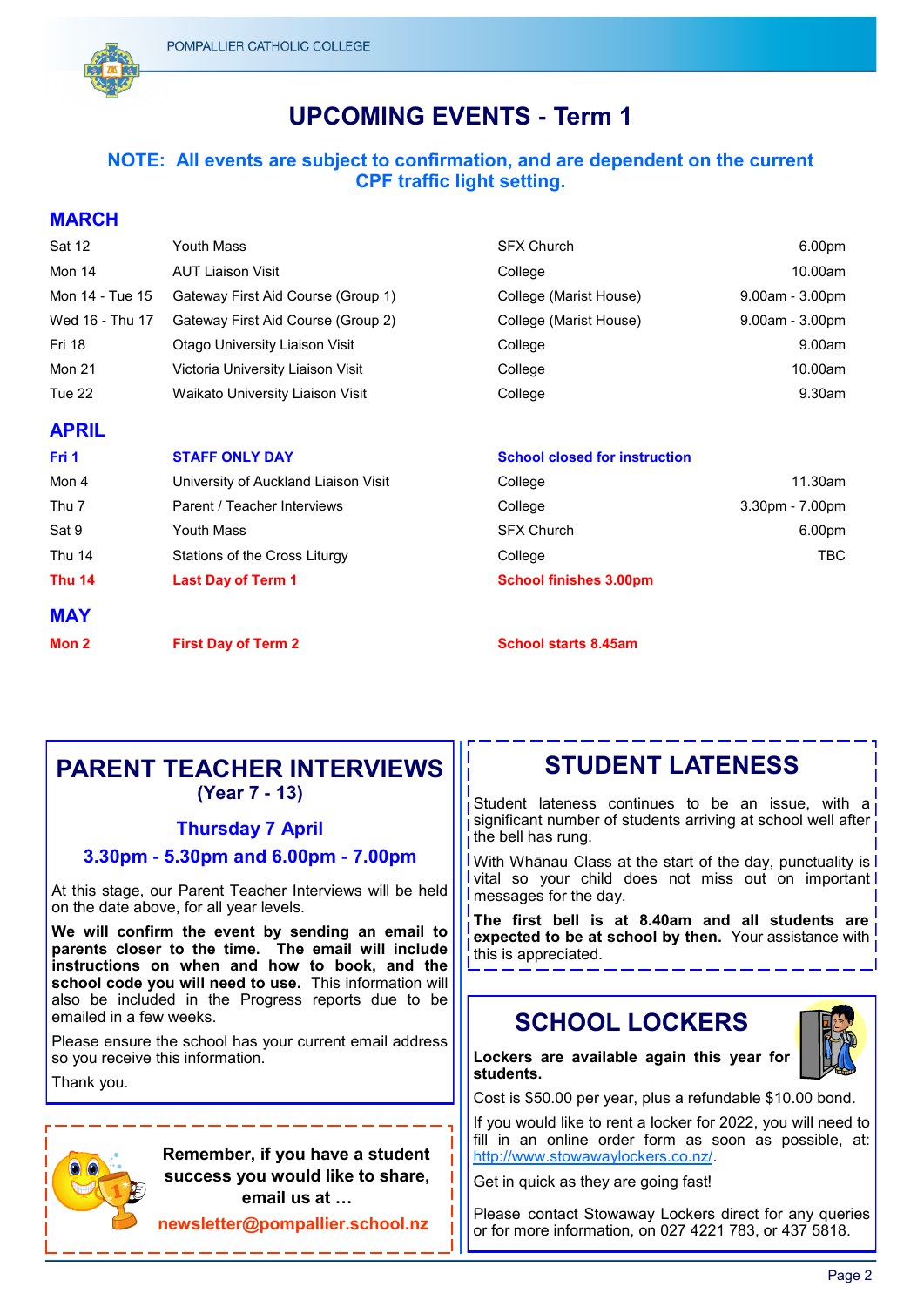# UPCOMING EVENTS - Term 1

**NOTE: All events are subject to confirmation, and are dependent on the current CPF traffic light setting.**

## MARCH

| | | | |
|---|---|---|---|
| Sat 12 | Youth Mass | SFX Church | 6.00pm |
| Mon 14 | AUT Liaison Visit | College | 10.00am |
| Mon 14 - Tue 15 | Gateway First Aid Course (Group 1) | College (Marist House) | 9.00am - 3.00pm |
| Wed 16 - Thu 17 | Gateway First Aid Course (Group 2) | College (Marist House) | 9.00am - 3.00pm |
| Fri 18 | Otago University Liaison Visit | College | 9.00am |
| Mon 21 | Victoria University Liaison Visit | College | 10.00am |
| Tue 22 | Waikato University Liaison Visit | College | 9.30am |

## APRIL

| | | | |
|---|---|---|---|
| **Fri 1** | **STAFF ONLY DAY** | **School closed for instruction** | |
| Mon 4 | University of Auckland Liaison Visit | College | 11.30am |
| Thu 7 | Parent / Teacher Interviews | College | 3.30pm - 7.00pm |
| Sat 9 | Youth Mass | SFX Church | 6.00pm |
| Thu 14 | Stations of the Cross Liturgy | College | TBC |
| **Thu 14** | **Last Day of Term 1** | **School finishes 3.00pm** | |

## MAY

| | | | |
|---|---|---|---|
| **Mon 2** | **First Day of Term 2** | **School starts 8.45am** | |

## PARENT TEACHER INTERVIEWS

**(Year 7 - 13)**

**Thursday 7 April**

**3.30pm - 5.30pm and 6.00pm - 7.00pm**

At this stage, our Parent Teacher Interviews will be held on the date above, for all year levels.

**We will confirm the event by sending an email to parents closer to the time. The email will include instructions on when and how to book, and the school code you will need to use.** This information will also be included in the Progress reports due to be emailed in a few weeks.

Please ensure the school has your current email address so you receive this information.

Thank you.

**Remember, if you have a student success you would like to share, email us at …**

**newsletter@pompallier.school.nz**

## STUDENT LATENESS

Student lateness continues to be an issue, with a significant number of students arriving at school well after the bell has rung.

With Whānau Class at the start of the day, punctuality is vital so your child does not miss out on important messages for the day.

**The first bell is at 8.40am and all students are expected to be at school by then.** Your assistance with this is appreciated.

## SCHOOL LOCKERS

**Lockers are available again this year for students.**

Cost is $50.00 per year, plus a refundable $10.00 bond.

If you would like to rent a locker for 2022, you will need to fill in an online order form as soon as possible, at: http://www.stowawaylockers.co.nz/.

Get in quick as they are going fast!

Please contact Stowaway Lockers direct for any queries or for more information, on 027 4221 783, or 437 5818.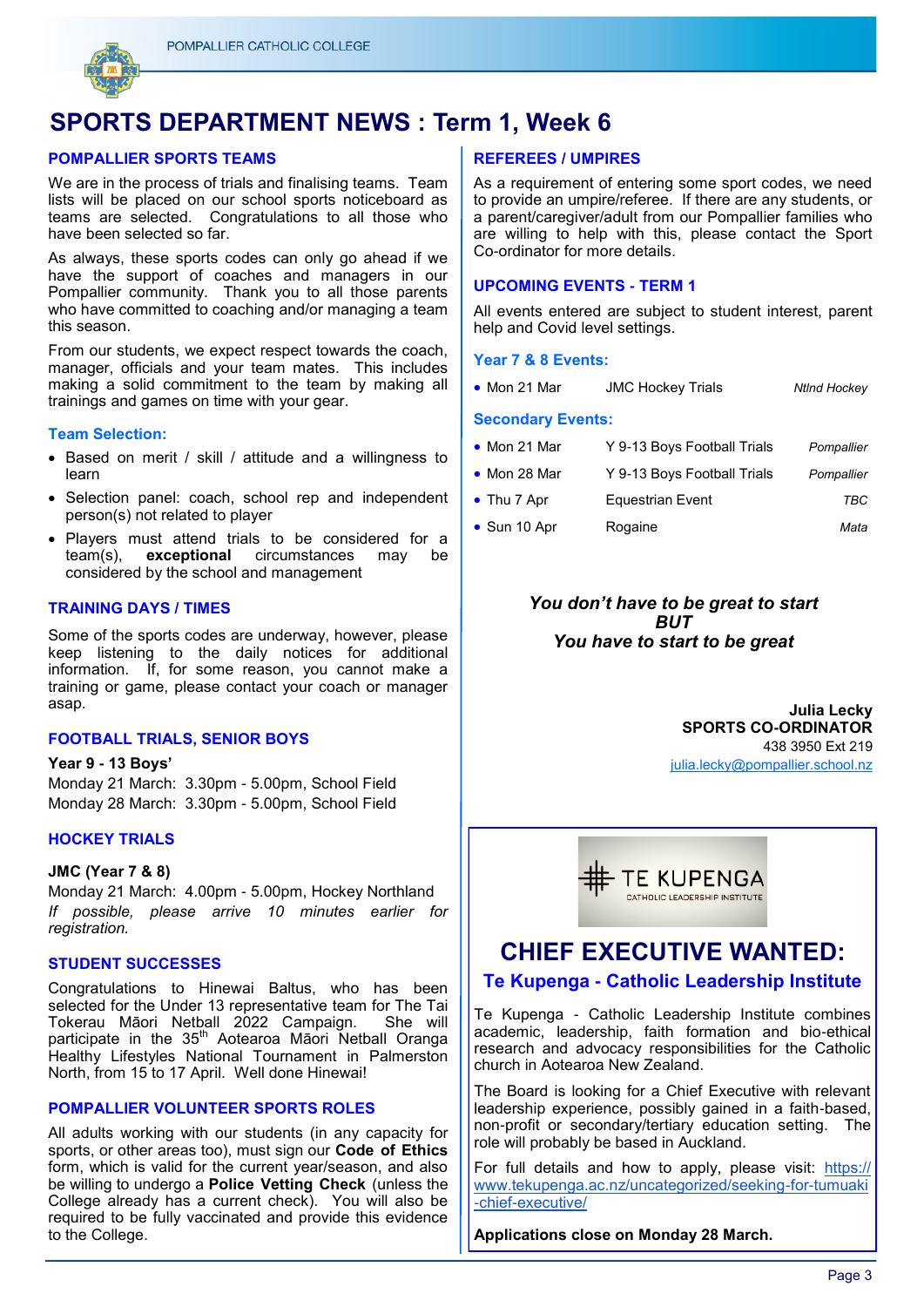# SPORTS DEPARTMENT NEWS : Term 1, Week 6

## POMPALLIER SPORTS TEAMS

We are in the process of trials and finalising teams. Team lists will be placed on our school sports noticeboard as teams are selected. Congratulations to all those who have been selected so far.

As always, these sports codes can only go ahead if we have the support of coaches and managers in our Pompallier community. Thank you to all those parents who have committed to coaching and/or managing a team this season.

From our students, we expect respect towards the coach, manager, officials and your team mates. This includes making a solid commitment to the team by making all trainings and games on time with your gear.

### Team Selection:

- Based on merit / skill / attitude and a willingness to learn
- Selection panel: coach, school rep and independent person(s) not related to player
- Players must attend trials to be considered for a team(s), **exceptional** circumstances may be considered by the school and management

## TRAINING DAYS / TIMES

Some of the sports codes are underway, however, please keep listening to the daily notices for additional information. If, for some reason, you cannot make a training or game, please contact your coach or manager asap.

## FOOTBALL TRIALS, SENIOR BOYS

**Year 9 - 13 Boys'**
Monday 21 March: 3.30pm - 5.00pm, School Field
Monday 28 March: 3.30pm - 5.00pm, School Field

## HOCKEY TRIALS

**JMC (Year 7 & 8)**
Monday 21 March: 4.00pm - 5.00pm, Hockey Northland
*If possible, please arrive 10 minutes earlier for registration.*

## STUDENT SUCCESSES

Congratulations to Hinewai Baltus, who has been selected for the Under 13 representative team for The Tai Tokerau Māori Netball 2022 Campaign. She will participate in the 35th Aotearoa Māori Netball Oranga Healthy Lifestyles National Tournament in Palmerston North, from 15 to 17 April. Well done Hinewai!

## POMPALLIER VOLUNTEER SPORTS ROLES

All adults working with our students (in any capacity for sports, or other areas too), must sign our **Code of Ethics** form, which is valid for the current year/season, and also be willing to undergo a **Police Vetting Check** (unless the College already has a current check). You will also be required to be fully vaccinated and provide this evidence to the College.

## REFEREES / UMPIRES

As a requirement of entering some sport codes, we need to provide an umpire/referee. If there are any students, or a parent/caregiver/adult from our Pompallier families who are willing to help with this, please contact the Sport Co-ordinator for more details.

## UPCOMING EVENTS - TERM 1

All events entered are subject to student interest, parent help and Covid level settings.

### Year 7 & 8 Events:

- Mon 21 Mar — JMC Hockey Trials — *Ntlnd Hockey*

### Secondary Events:

- Mon 21 Mar — Y 9-13 Boys Football Trials — *Pompallier*
- Mon 28 Mar — Y 9-13 Boys Football Trials — *Pompallier*
- Thu 7 Apr — Equestrian Event — *TBC*
- Sun 10 Apr — Rogaine — *Mata*

***You don't have to be great to start***
***BUT***
***You have to start to be great***

**Julia Lecky**
**SPORTS CO-ORDINATOR**
438 3950 Ext 219
julia.lecky@pompallier.school.nz

TE KUPENGA
CATHOLIC LEADERSHIP INSTITUTE

# CHIEF EXECUTIVE WANTED:

## Te Kupenga - Catholic Leadership Institute

Te Kupenga - Catholic Leadership Institute combines academic, leadership, faith formation and bio-ethical research and advocacy responsibilities for the Catholic church in Aotearoa New Zealand.

The Board is looking for a Chief Executive with relevant leadership experience, possibly gained in a faith-based, non-profit or secondary/tertiary education setting. The role will probably be based in Auckland.

For full details and how to apply, please visit: https://www.tekupenga.ac.nz/uncategorized/seeking-for-tumuaki-chief-executive/

**Applications close on Monday 28 March.**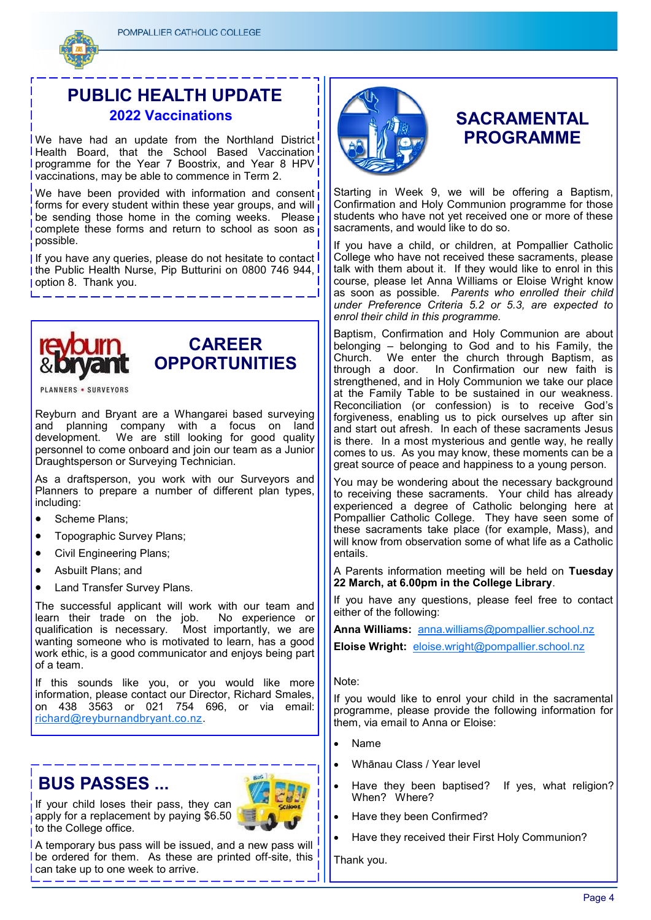# PUBLIC HEALTH UPDATE

## 2022 Vaccinations

We have had an update from the Northland District Health Board, that the School Based Vaccination programme for the Year 7 Boostrix, and Year 8 HPV vaccinations, may be able to commence in Term 2.

We have been provided with information and consent forms for every student within these year groups, and will be sending those home in the coming weeks. Please complete these forms and return to school as soon as possible.

If you have any queries, please do not hesitate to contact the Public Health Nurse, Pip Butturini on 0800 746 944, option 8. Thank you.

# CAREER OPPORTUNITIES

Reyburn and Bryant are a Whangarei based surveying and planning company with a focus on land development. We are still looking for good quality personnel to come onboard and join our team as a Junior Draughtsperson or Surveying Technician.

As a draftsperson, you work with our Surveyors and Planners to prepare a number of different plan types, including:

- Scheme Plans;
- Topographic Survey Plans;
- Civil Engineering Plans;
- Asbuilt Plans; and
- Land Transfer Survey Plans.

The successful applicant will work with our team and learn their trade on the job. No experience or qualification is necessary. Most importantly, we are wanting someone who is motivated to learn, has a good work ethic, is a good communicator and enjoys being part of a team.

If this sounds like you, or you would like more information, please contact our Director, Richard Smales, on 438 3563 or 021 754 696, or via email: richard@reyburnandbryant.co.nz.

# BUS PASSES ...

If your child loses their pass, they can apply for a replacement by paying $6.50 to the College office.

A temporary bus pass will be issued, and a new pass will be ordered for them. As these are printed off-site, this can take up to one week to arrive.

# SACRAMENTAL PROGRAMME

Starting in Week 9, we will be offering a Baptism, Confirmation and Holy Communion programme for those students who have not yet received one or more of these sacraments, and would like to do so.

If you have a child, or children, at Pompallier Catholic College who have not received these sacraments, please talk with them about it. If they would like to enrol in this course, please let Anna Williams or Eloise Wright know as soon as possible. *Parents who enrolled their child under Preference Criteria 5.2 or 5.3, are expected to enrol their child in this programme.*

Baptism, Confirmation and Holy Communion are about belonging – belonging to God and to his Family, the Church. We enter the church through Baptism, as through a door. In Confirmation our new faith is strengthened, and in Holy Communion we take our place at the Family Table to be sustained in our weakness. Reconciliation (or confession) is to receive God's forgiveness, enabling us to pick ourselves up after sin and start out afresh. In each of these sacraments Jesus is there. In a most mysterious and gentle way, he really comes to us. As you may know, these moments can be a great source of peace and happiness to a young person.

You may be wondering about the necessary background to receiving these sacraments. Your child has already experienced a degree of Catholic belonging here at Pompallier Catholic College. They have seen some of these sacraments take place (for example, Mass), and will know from observation some of what life as a Catholic entails.

A Parents information meeting will be held on **Tuesday 22 March, at 6.00pm in the College Library**.

If you have any questions, please feel free to contact either of the following:

**Anna Williams:** anna.williams@pompallier.school.nz

**Eloise Wright:** eloise.wright@pompallier.school.nz

Note:

If you would like to enrol your child in the sacramental programme, please provide the following information for them, via email to Anna or Eloise:

- Name
- Whānau Class / Year level
- Have they been baptised? If yes, what religion? When? Where?
- Have they been Confirmed?
- Have they received their First Holy Communion?

Thank you.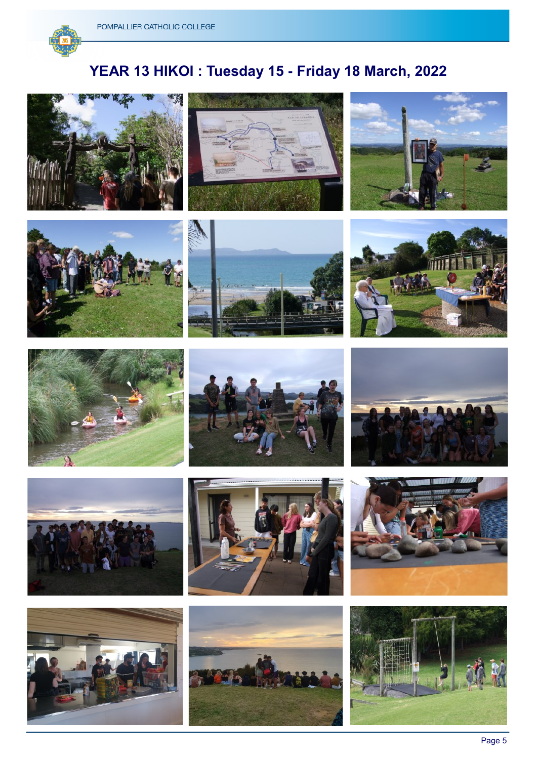# YEAR 13 HIKOI : Tuesday 15 - Friday 18 March, 2022